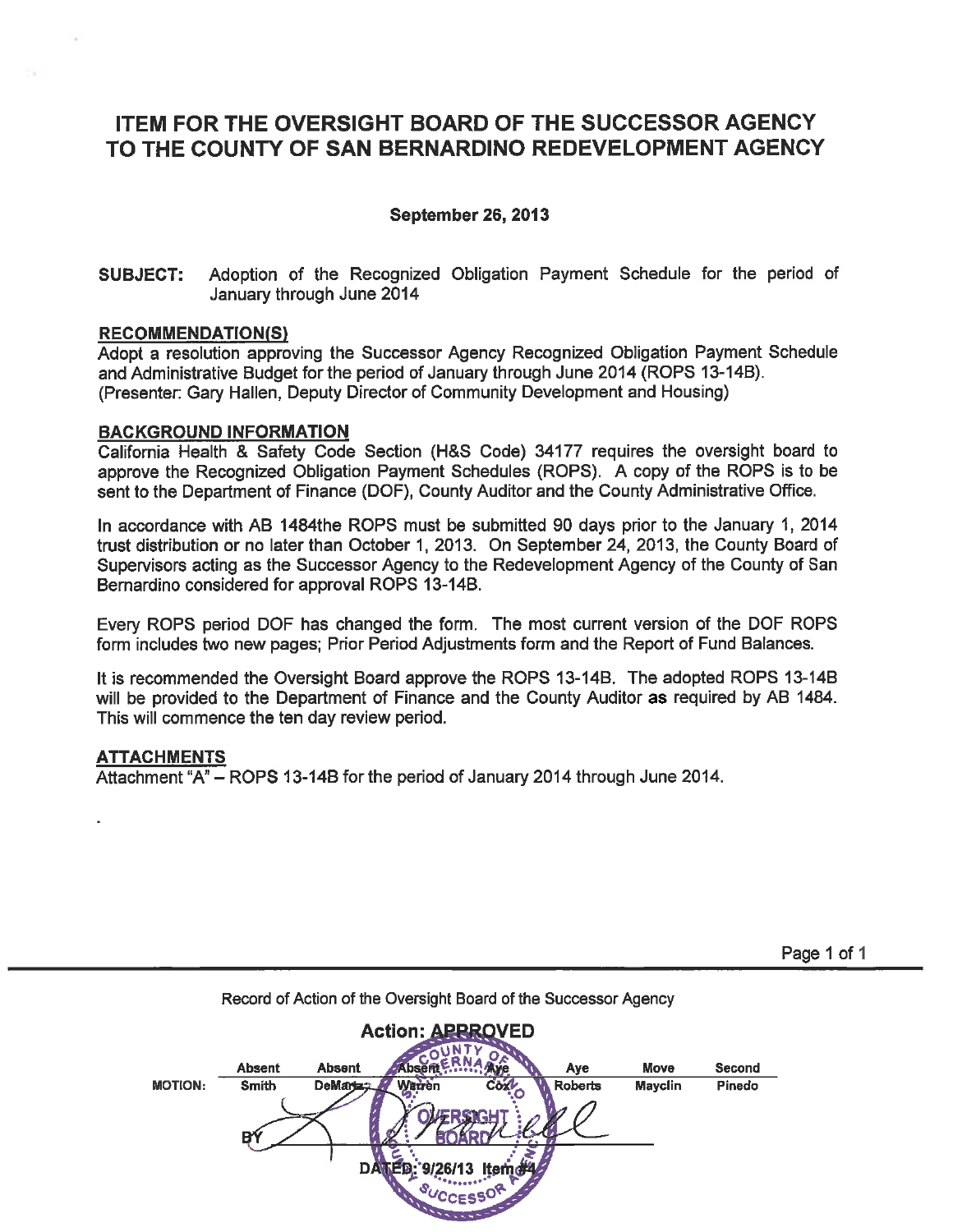# ITEM FOR THE OVERSIGHT BOARD OF THE SUCCESSOR AGENCY TO THE COUNTY OF SAN BERNARDINO REDEVELOPMENT AGENCY

**September 26, 2013**

**SUBJECT:** Adoption of the Recognized Obligation Payment Schedule for the period of January through June 2014

## RECOMMENDATION(S)

Adopt a resolution approving the Successor Agency Recognized Obligation Payment Schedule and Administrative Budget for the period of January through June 2014 (ROPS 13-14B). (Presenter: Gary Hallen, Deputy Director of Community Development and Housing)

## BACKGROUND INFORMATION

California Health & Safety Code Section (H&S Code) 34177 requires the oversight board to approve the Recognized Obligation Payment Schedules (ROPS). A copy of the ROPS is to be sent to the Department of Finance (DOF), County Auditor and the County Administrative Office.

In accordance with AB 1484the ROPS must be submitted 90 days prior to the January 1, 2014 trust distribution or no later than October 1, 2013. On September 24, 2013, the County Board of Supervisors acting as the Successor Agency to the Redevelopment Agency of the County of San Bernardino considered for approval ROPS 13-14B.

Every ROPS period DOF has changed the form. The most current version of the DOF ROPS form includes two new pages; Prior Period Adjustments form and the Report of Fund Balances.

It is recommended the Oversight Board approve the ROPS 13-14B. The adopted ROPS 13-14B will be provided to the Department of Finance and the County Auditor as required by AB 1484. This will commence the ten day review period.

## ATTACHMENTS

Attachment "A" – ROPS 13-14B for the period of January 2014 through June 2014.

Record of Action of the Oversight Board of the Successor Agency

**Action: APPROVED**

| | | | | | | | |
|---|---|---|---|---|---|---|---|
| | Absent | Absent | Absent | Aye | Aye | Move | Second |
| **MOTION:** | Smith | DeMarzo | Warren | Cox | Roberts | Mayclin | Pinedo |

BY

DATED: 9/26/13 Item#4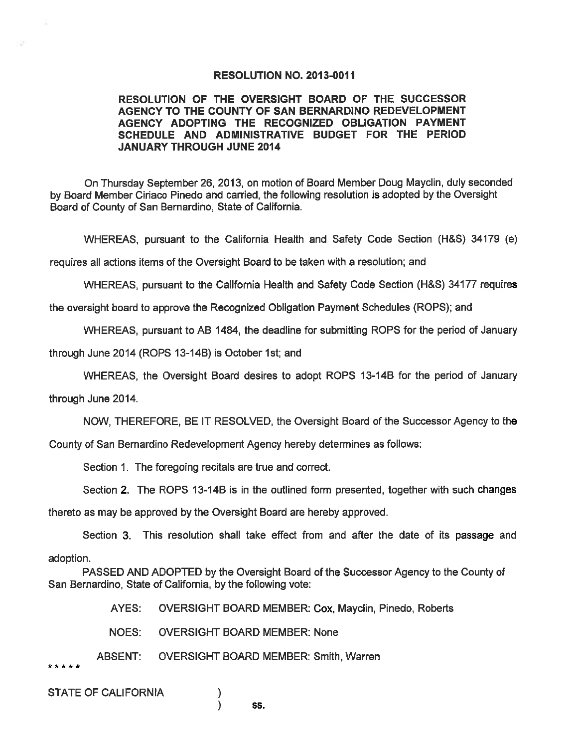**RESOLUTION NO. 2013-0011**

**RESOLUTION OF THE OVERSIGHT BOARD OF THE SUCCESSOR AGENCY TO THE COUNTY OF SAN BERNARDINO REDEVELOPMENT AGENCY ADOPTING THE RECOGNIZED OBLIGATION PAYMENT SCHEDULE AND ADMINISTRATIVE BUDGET FOR THE PERIOD JANUARY THROUGH JUNE 2014**

On Thursday September 26, 2013, on motion of Board Member Doug Mayclin, duly seconded by Board Member Ciriaco Pinedo and carried, the following resolution is adopted by the Oversight Board of County of San Bernardino, State of California.

WHEREAS, pursuant to the California Health and Safety Code Section (H&S) 34179 (e) requires all actions items of the Oversight Board to be taken with a resolution; and

WHEREAS, pursuant to the California Health and Safety Code Section (H&S) 34177 requires the oversight board to approve the Recognized Obligation Payment Schedules (ROPS); and

WHEREAS, pursuant to AB 1484, the deadline for submitting ROPS for the period of January through June 2014 (ROPS 13-14B) is October 1st; and

WHEREAS, the Oversight Board desires to adopt ROPS 13-14B for the period of January through June 2014.

NOW, THEREFORE, BE IT RESOLVED, the Oversight Board of the Successor Agency to the County of San Bernardino Redevelopment Agency hereby determines as follows:

Section 1. The foregoing recitals are true and correct.

Section 2. The ROPS 13-14B is in the outlined form presented, together with such changes thereto as may be approved by the Oversight Board are hereby approved.

Section 3. This resolution shall take effect from and after the date of its passage and adoption.

PASSED AND ADOPTED by the Oversight Board of the Successor Agency to the County of San Bernardino, State of California, by the following vote:

AYES: OVERSIGHT BOARD MEMBER: Cox, Mayclin, Pinedo, Roberts

NOES: OVERSIGHT BOARD MEMBER: None

ABSENT: OVERSIGHT BOARD MEMBER: Smith, Warren

* * * * *

STATE OF CALIFORNIA )
) ss.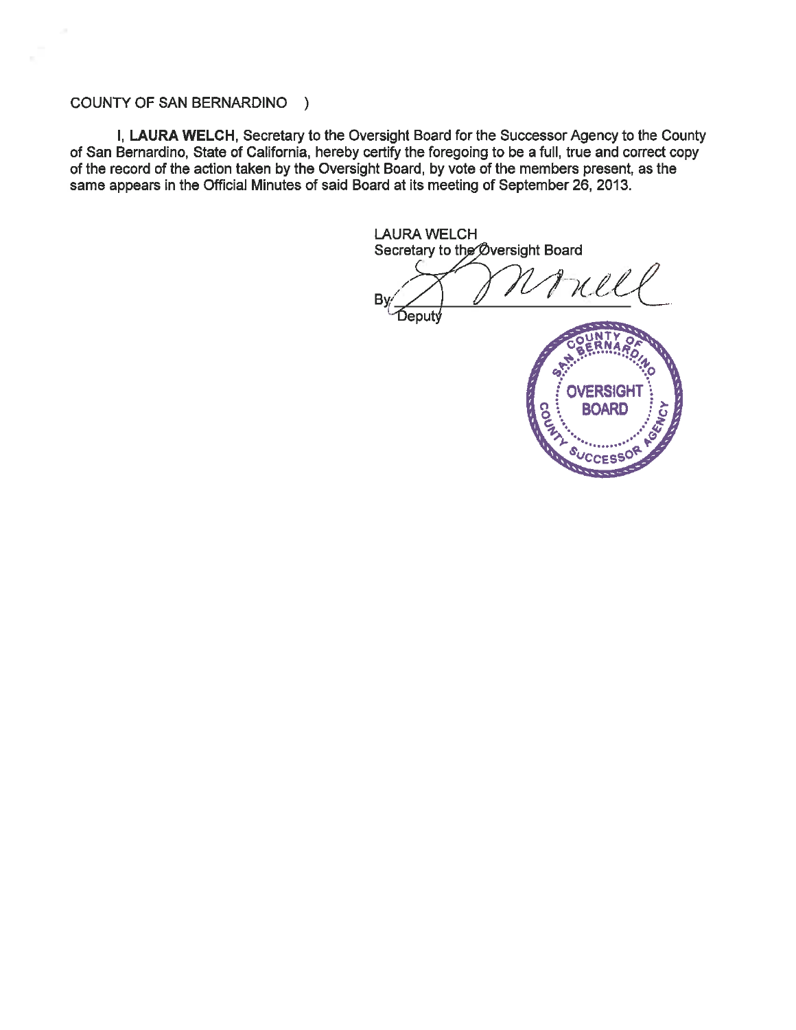COUNTY OF SAN BERNARDINO )

I, **LAURA WELCH**, Secretary to the Oversight Board for the Successor Agency to the County of San Bernardino, State of California, hereby certify the foregoing to be a full, true and correct copy of the record of the action taken by the Oversight Board, by vote of the members present, as the same appears in the Official Minutes of said Board at its meeting of September 26, 2013.

LAURA WELCH
Secretary to the Oversight Board

By ______________________
Deputy

COUNTY OF SAN BERNARDINO OVERSIGHT BOARD COUNTY SUCCESSOR AGENCY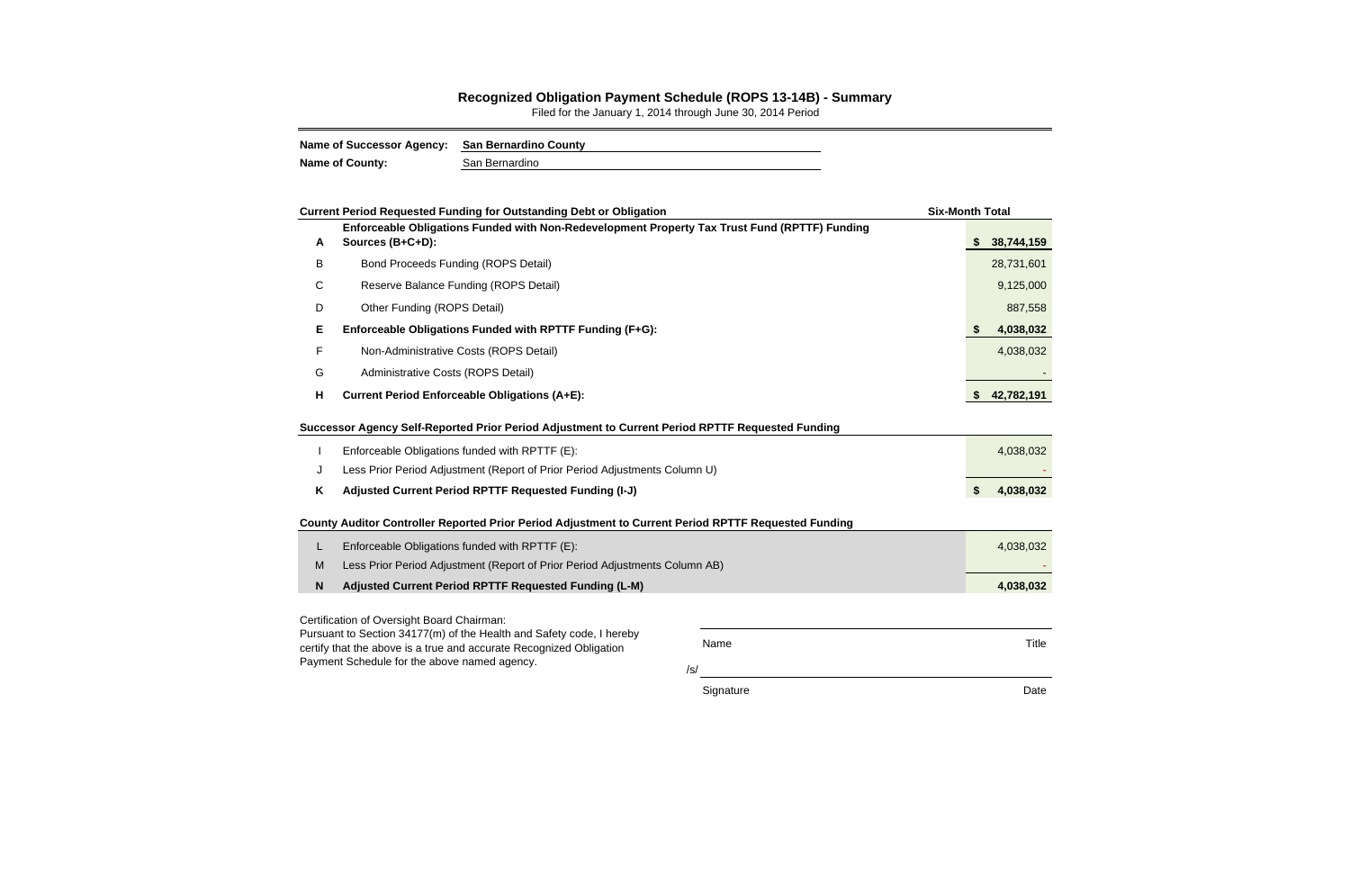## Recognized Obligation Payment Schedule (ROPS 13-14B) - Summary

Filed for the January 1, 2014 through June 30, 2014 Period

**Name of Successor Agency:** **San Bernardino County**

**Name of County:** San Bernardino

| | **Current Period Requested Funding for Outstanding Debt or Obligation** | **Six-Month Total** |
|---|---|---|
| **A** | **Enforceable Obligations Funded with Non-Redevelopment Property Tax Trust Fund (RPTTF) Funding Sources (B+C+D):** | **$ 38,744,159** |
| B | Bond Proceeds Funding (ROPS Detail) | 28,731,601 |
| C | Reserve Balance Funding (ROPS Detail) | 9,125,000 |
| D | Other Funding (ROPS Detail) | 887,558 |
| **E** | **Enforceable Obligations Funded with RPTTF Funding (F+G):** | **$ 4,038,032** |
| F | Non-Administrative Costs (ROPS Detail) | 4,038,032 |
| G | Administrative Costs (ROPS Detail) | - |
| **H** | **Current Period Enforceable Obligations (A+E):** | **$ 42,782,191** |

**Successor Agency Self-Reported Prior Period Adjustment to Current Period RPTTF Requested Funding**

| | | |
|---|---|---|
| I | Enforceable Obligations funded with RPTTF (E): | 4,038,032 |
| J | Less Prior Period Adjustment (Report of Prior Period Adjustments Column U) | - |
| **K** | **Adjusted Current Period RPTTF Requested Funding (I-J)** | **$ 4,038,032** |

**County Auditor Controller Reported Prior Period Adjustment to Current Period RPTTF Requested Funding**

| | | |
|---|---|---|
| L | Enforceable Obligations funded with RPTTF (E): | 4,038,032 |
| M | Less Prior Period Adjustment (Report of Prior Period Adjustments Column AB) | - |
| **N** | **Adjusted Current Period RPTTF Requested Funding (L-M)** | **4,038,032** |

Certification of Oversight Board Chairman:
Pursuant to Section 34177(m) of the Health and Safety code, I hereby certify that the above is a true and accurate Recognized Obligation Payment Schedule for the above named agency.

Name Title

/s/

Signature Date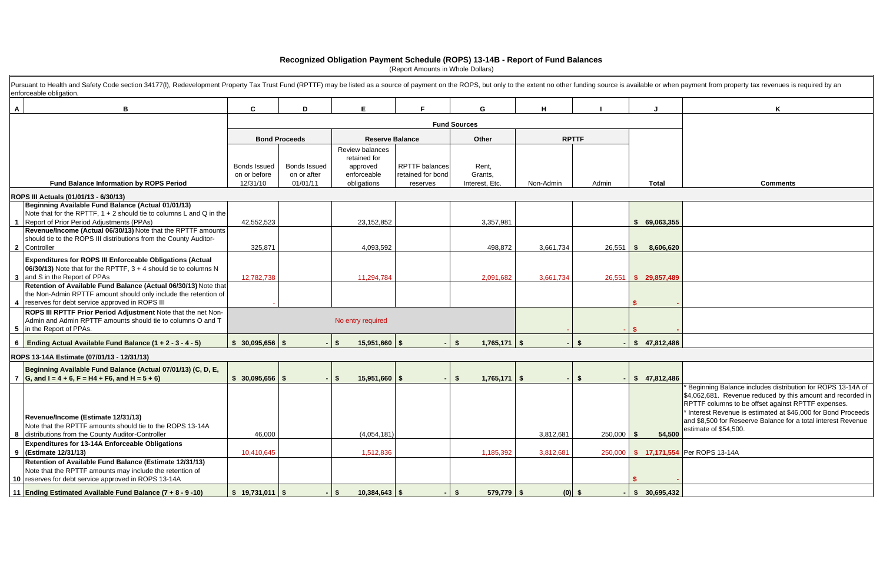# Recognized Obligation Payment Schedule (ROPS) 13-14B - Report of Fund Balances

(Report Amounts in Whole Dollars)

Pursuant to Health and Safety Code section 34177(l), Redevelopment Property Tax Trust Fund (RPTTF) may be listed as a source of payment on the ROPS, but only to the extent no other funding source is available or when payment from property tax revenues is required by an enforceable obligation.

| A | B | C | D | E | F | G | H | I | J | K |
|---|---|---|---|---|---|---|---|---|---|---|
| | | Fund Sources | | | | | | | | |
| | | Bond Proceeds | | Reserve Balance | | Other | RPTTF | | | |
| | Fund Balance Information by ROPS Period | Bonds Issued on or before 12/31/10 | Bonds Issued on or after 01/01/11 | Review balances retained for approved enforceable obligations | RPTTF balances retained for bond reserves | Rent, Grants, Interest, Etc. | Non-Admin | Admin | Total | Comments |
| | **ROPS III Actuals (01/01/13 - 6/30/13)** | | | | | | | | | |
| 1 | **Beginning Available Fund Balance (Actual 01/01/13)** Note that for the RPTTF, 1 + 2 should tie to columns L and Q in the Report of Prior Period Adjustments (PPAs) | 42,552,523 | | 23,152,852 | | 3,357,981 | | | $ 69,063,355 | |
| 2 | **Revenue/Income (Actual 06/30/13)** Note that the RPTTF amounts should tie to the ROPS III distributions from the County Auditor-Controller | 325,871 | | 4,093,592 | | 498,872 | 3,661,734 | 26,551 | $ 8,606,620 | |
| 3 | **Expenditures for ROPS III Enforceable Obligations (Actual 06/30/13)** Note that for the RPTTF, 3 + 4 should tie to columns N and S in the Report of PPAs | 12,782,738 | | 11,294,784 | | 2,091,682 | 3,661,734 | 26,551 | $ 29,857,489 | |
| 4 | **Retention of Available Fund Balance (Actual 06/30/13)** Note that the Non-Admin RPTTF amount should only include the retention of reserves for debt service approved in ROPS III | - | | | | | | | $ - | |
| 5 | **ROPS III RPTTF Prior Period Adjustment** Note that the net Non-Admin and Admin RPTTF amounts should tie to columns O and T in the Report of PPAs. | No entry required | | | | | - | - | $ - | |
| 6 | **Ending Actual Available Fund Balance (1 + 2 - 3 - 4 - 5)** | $ 30,095,656 | $ - | $ 15,951,660 | $ - | $ 1,765,171 | $ - | $ - | $ 47,812,486 | |
| | **ROPS 13-14A Estimate (07/01/13 - 12/31/13)** | | | | | | | | | |
| 7 | **Beginning Available Fund Balance (Actual 07/01/13) (C, D, E, G, and I = 4 + 6, F = H4 + F6, and H = 5 + 6)** | $ 30,095,656 | $ - | $ 15,951,660 | $ - | $ 1,765,171 | $ - | $ - | $ 47,812,486 | |
| 8 | **Revenue/Income (Estimate 12/31/13)** Note that the RPTTF amounts should tie to the ROPS 13-14A distributions from the County Auditor-Controller | 46,000 | | (4,054,181) | | | 3,812,681 | 250,000 | $ 54,500 | * Beginning Balance includes distribution for ROPS 13-14A of $4,062,681. Revenue reduced by this amount and recorded in RPTTF columns to be offset against RPTTF expenses. * Interest Revenue is estimated at $46,000 for Bond Proceeds and $8,500 for Reseerve Balance for a total interest Revenue estimate of $54,500. |
| 9 | **Expenditures for 13-14A Enforceable Obligations (Estimate 12/31/13)** | 10,410,645 | | 1,512,836 | | 1,185,392 | 3,812,681 | 250,000 | $ 17,171,554 | Per ROPS 13-14A |
| 10 | **Retention of Available Fund Balance (Estimate 12/31/13)** Note that the RPTTF amounts may include the retention of reserves for debt service approved in ROPS 13-14A | | | | | | | | $ - | |
| 11 | **Ending Estimated Available Fund Balance (7 + 8 - 9 -10)** | $ 19,731,011 | $ - | $ 10,384,643 | $ - | $ 579,779 | $ (0) | $ - | $ 30,695,432 | |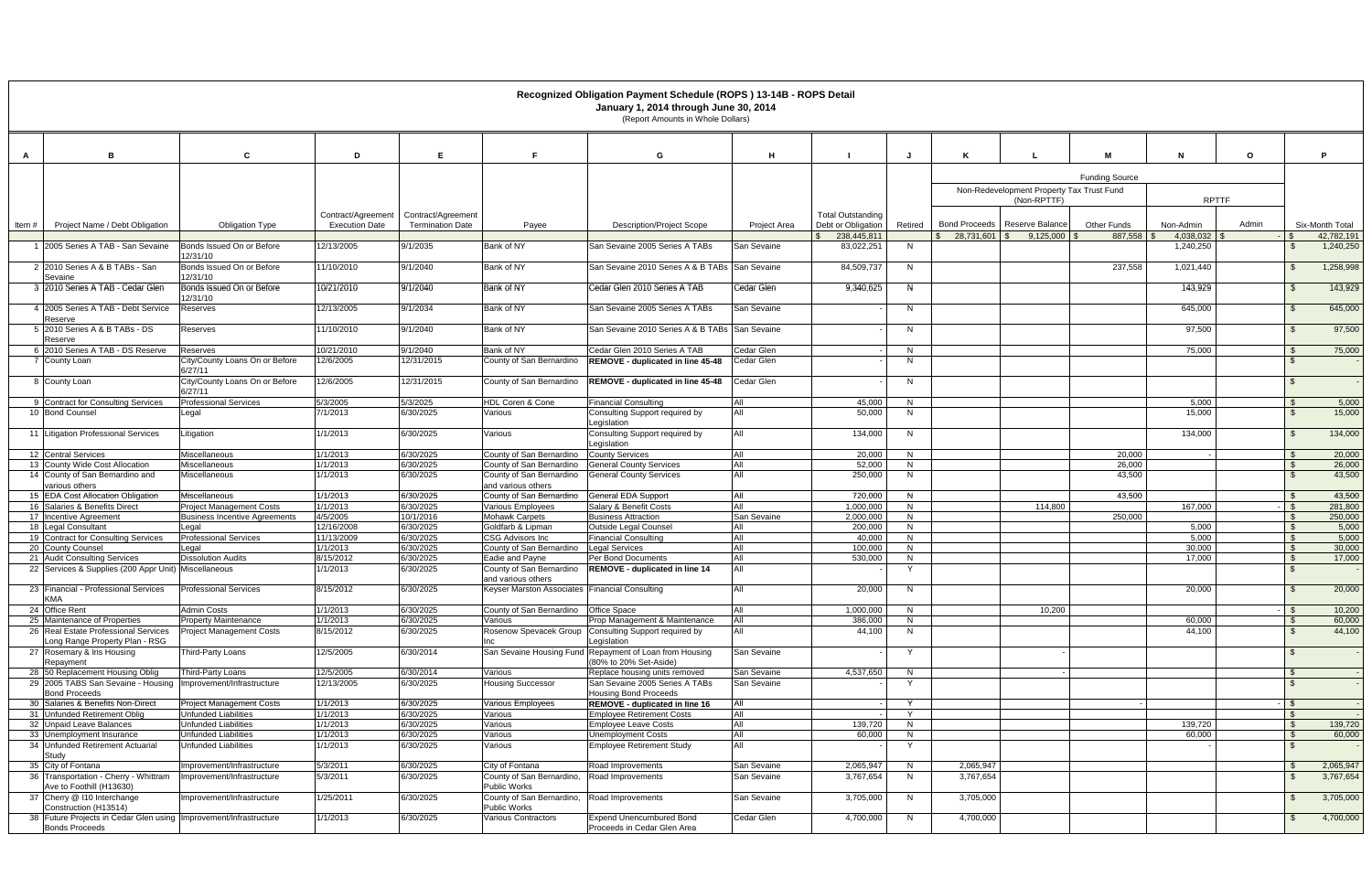# Recognized Obligation Payment Schedule (ROPS ) 13-14B - ROPS Detail

**January 1, 2014 through June 30, 2014**

(Report Amounts in Whole Dollars)

| A | B | C | D | E | F | G | H | I | J | K | L | M | N | O | P |
|---|---|---|---|---|---|---|---|---|---|---|---|---|---|---|---|
| | | | | | | | | | | Funding Source | | | | | |
| | | | | | | | | | | Non-Redevelopment Property Tax Trust Fund (Non-RPTTF) | | | RPTTF | | |
| Item # | Project Name / Debt Obligation | Obligation Type | Contract/Agreement Execution Date | Contract/Agreement Termination Date | Payee | Description/Project Scope | Project Area | Total Outstanding Debt or Obligation | Retired | Bond Proceeds | Reserve Balance | Other Funds | Non-Admin | Admin | Six-Month Total |
| | | | | | | | | $ 238,445,811 | | $ 28,731,601 | $ 9,125,000 | $ 887,558 | $ 4,038,032 | $ - | $ 42,782,191 |
| 1 | 2005 Series A TAB - San Sevaine | Bonds Issued On or Before 12/31/10 | 12/13/2005 | 9/1/2035 | Bank of NY | San Sevaine 2005 Series A TABs | San Sevaine | 83,022,251 | N | | | | 1,240,250 | | $ 1,240,250 |
| 2 | 2010 Series A & B TABs - San Sevaine | Bonds Issued On or Before 12/31/10 | 11/10/2010 | 9/1/2040 | Bank of NY | San Sevaine 2010 Series A & B TABs | San Sevaine | 84,509,737 | N | | | 237,558 | 1,021,440 | | $ 1,258,998 |
| 3 | 2010 Series A TAB - Cedar Glen | Bonds Issued On or Before 12/31/10 | 10/21/2010 | 9/1/2040 | Bank of NY | Cedar Glen 2010 Series A TAB | Cedar Glen | 9,340,625 | N | | | | 143,929 | | $ 143,929 |
| 4 | 2005 Series A TAB - Debt Service Reserve | Reserves | 12/13/2005 | 9/1/2034 | Bank of NY | San Sevaine 2005 Series A TABs | San Sevaine | - | N | | | | 645,000 | | $ 645,000 |
| 5 | 2010 Series A & B TABs - DS Reserve | Reserves | 11/10/2010 | 9/1/2040 | Bank of NY | San Sevaine 2010 Series A & B TABs | San Sevaine | - | N | | | | 97,500 | | $ 97,500 |
| 6 | 2010 Series A TAB - DS Reserve | Reserves | 10/21/2010 | 9/1/2040 | Bank of NY | Cedar Glen 2010 Series A TAB | Cedar Glen | - | N | | | | 75,000 | | $ 75,000 |
| 7 | County Loan | City/County Loans On or Before 6/27/11 | 12/6/2005 | 12/31/2015 | County of San Bernardino | **REMOVE - duplicated in line 45-48** | Cedar Glen | - | N | | | | | | $ - |
| 8 | County Loan | City/County Loans On or Before 6/27/11 | 12/6/2005 | 12/31/2015 | County of San Bernardino | **REMOVE - duplicated in line 45-48** | Cedar Glen | - | N | | | | | | $ - |
| 9 | Contract for Consulting Services | Professional Services | 5/3/2005 | 5/3/2025 | HDL Coren & Cone | Financial Consulting | All | 45,000 | N | | | | 5,000 | | $ 5,000 |
| 10 | Bond Counsel | Legal | 7/1/2013 | 6/30/2025 | Various | Consulting Support required by Legislation | All | 50,000 | N | | | | 15,000 | | $ 15,000 |
| 11 | Litigation Professional Services | Litigation | 1/1/2013 | 6/30/2025 | Various | Consulting Support required by Legislation | All | 134,000 | N | | | | 134,000 | | $ 134,000 |
| 12 | Central Services | Miscellaneous | 1/1/2013 | 6/30/2025 | County of San Bernardino | County Services | All | 20,000 | N | | | 20,000 | - | | $ 20,000 |
| 13 | County Wide Cost Allocation | Miscellaneous | 1/1/2013 | 6/30/2025 | County of San Bernardino | General County Services | All | 52,000 | N | | | 26,000 | | | $ 26,000 |
| 14 | County of San Bernardino and various others | Miscellaneous | 1/1/2013 | 6/30/2025 | County of San Bernardino and various others | General County Services | All | 250,000 | N | | | 43,500 | | | $ 43,500 |
| 15 | EDA Cost Allocation Obligation | Miscellaneous | 1/1/2013 | 6/30/2025 | County of San Bernardino | General EDA Support | All | 720,000 | N | | | 43,500 | | | $ 43,500 |
| 16 | Salaries & Benefits Direct | Project Management Costs | 1/1/2013 | 6/30/2025 | Various Employees | Salary & Benefit Costs | All | 1,000,000 | N | | 114,800 | | 167,000 | - | $ 281,800 |
| 17 | Incentive Agreement | Business Incentive Agreements | 4/5/2005 | 10/1/2016 | Mohawk Carpets | Business Attraction | San Sevaine | 2,000,000 | N | | | 250,000 | | | $ 250,000 |
| 18 | Legal Consultant | Legal | 12/16/2008 | 6/30/2025 | Goldfarb & Lipman | Outside Legal Counsel | All | 200,000 | N | | | | 5,000 | | $ 5,000 |
| 19 | Contract for Consulting Services | Professional Services | 11/13/2009 | 6/30/2025 | CSG Advisors Inc | Financial Consulting | All | 40,000 | N | | | | 5,000 | | $ 5,000 |
| 20 | County Counsel | Legal | 1/1/2013 | 6/30/2025 | County of San Bernardino | Legal Services | All | 100,000 | N | | | | 30,000 | | $ 30,000 |
| 21 | Audit Consulting Services | Dissolution Audits | 8/15/2012 | 6/30/2025 | Eadie and Payne | Per Bond Documents | All | 530,000 | N | | | | 17,000 | | $ 17,000 |
| 22 | Services & Supplies (200 Appr Unit) | Miscellaneous | 1/1/2013 | 6/30/2025 | County of San Bernardino and various others | **REMOVE - duplicated in line 14** | All | - | Y | | | | | | $ - |
| 23 | Financial - Professional Services KMA | Professional Services | 8/15/2012 | 6/30/2025 | Keyser Marston Associates | Financial Consulting | All | 20,000 | N | | | | 20,000 | | $ 20,000 |
| 24 | Office Rent | Admin Costs | 1/1/2013 | 6/30/2025 | County of San Bernardino | Office Space | All | 1,000,000 | N | | 10,200 | | | - | $ 10,200 |
| 25 | Maintenance of Properties | Property Maintenance | 1/1/2013 | 6/30/2025 | Various | Prop Management & Maintenance | All | 386,000 | N | | | | 60,000 | | $ 60,000 |
| 26 | Real Estate Professional Services Long Range Property Plan - RSG | Project Management Costs | 8/15/2012 | 6/30/2025 | Rosenow Spevacek Group Inc | Consulting Support required by Legislation | All | 44,100 | N | | | | 44,100 | | $ 44,100 |
| 27 | Rosemary & Iris Housing Repayment | Third-Party Loans | 12/5/2005 | 6/30/2014 | San Sevaine Housing Fund | Repayment of Loan from Housing (80% to 20% Set-Aside) | San Sevaine | - | Y | | - | | | | $ - |
| 28 | 50 Replacement Housing Oblig | Third-Party Loans | 12/5/2005 | 6/30/2014 | Various | Replace housing units removed | San Sevaine | 4,537,650 | N | | - | | | | $ - |
| 29 | 2005 TABS San Sevaine - Housing Bond Proceeds | Improvement/Infrastructure | 12/13/2005 | 6/30/2025 | Housing Successor | San Sevaine 2005 Series A TABs Housing Bond Proceeds | San Sevaine | - | Y | | | | | | $ - |
| 30 | Salaries & Benefits Non-Direct | Project Management Costs | 1/1/2013 | 6/30/2025 | Various Employees | **REMOVE - duplicated in line 16** | All | - | Y | | | - | | - | $ - |
| 31 | Unfunded Retirement Oblig | Unfunded Liabilities | 1/1/2013 | 6/30/2025 | Various | Employee Retirement Costs | All | - | Y | | | | | | $ - |
| 32 | Unpaid Leave Balances | Unfunded Liabilities | 1/1/2013 | 6/30/2025 | Various | Employee Leave Costs | All | 139,720 | N | | | | 139,720 | | $ 139,720 |
| 33 | Unemployment Insurance | Unfunded Liabilities | 1/1/2013 | 6/30/2025 | Various | Unemployment Costs | All | 60,000 | N | | | | 60,000 | | $ 60,000 |
| 34 | Unfunded Retirement Actuarial Study | Unfunded Liabilities | 1/1/2013 | 6/30/2025 | Various | Employee Retirement Study | All | - | Y | | | | - | | $ - |
| 35 | City of Fontana | Improvement/Infrastructure | 5/3/2011 | 6/30/2025 | City of Fontana | Road Improvements | San Sevaine | 2,065,947 | N | 2,065,947 | | | | | $ 2,065,947 |
| 36 | Transportation - Cherry - Whittram Ave to Foothill (H13630) | Improvement/Infrastructure | 5/3/2011 | 6/30/2025 | County of San Bernardino, Public Works | Road Improvements | San Sevaine | 3,767,654 | N | 3,767,654 | | | | | $ 3,767,654 |
| 37 | Cherry @ I10 Interchange Construction (H13514) | Improvement/Infrastructure | 1/25/2011 | 6/30/2025 | County of San Bernardino, Public Works | Road Improvements | San Sevaine | 3,705,000 | N | 3,705,000 | | | | | $ 3,705,000 |
| 38 | Future Projects in Cedar Glen using Bonds Proceeds | Improvement/Infrastructure | 1/1/2013 | 6/30/2025 | Various Contractors | Expend Unencumbured Bond Proceeds in Cedar Glen Area | Cedar Glen | 4,700,000 | N | 4,700,000 | | | | | $ 4,700,000 |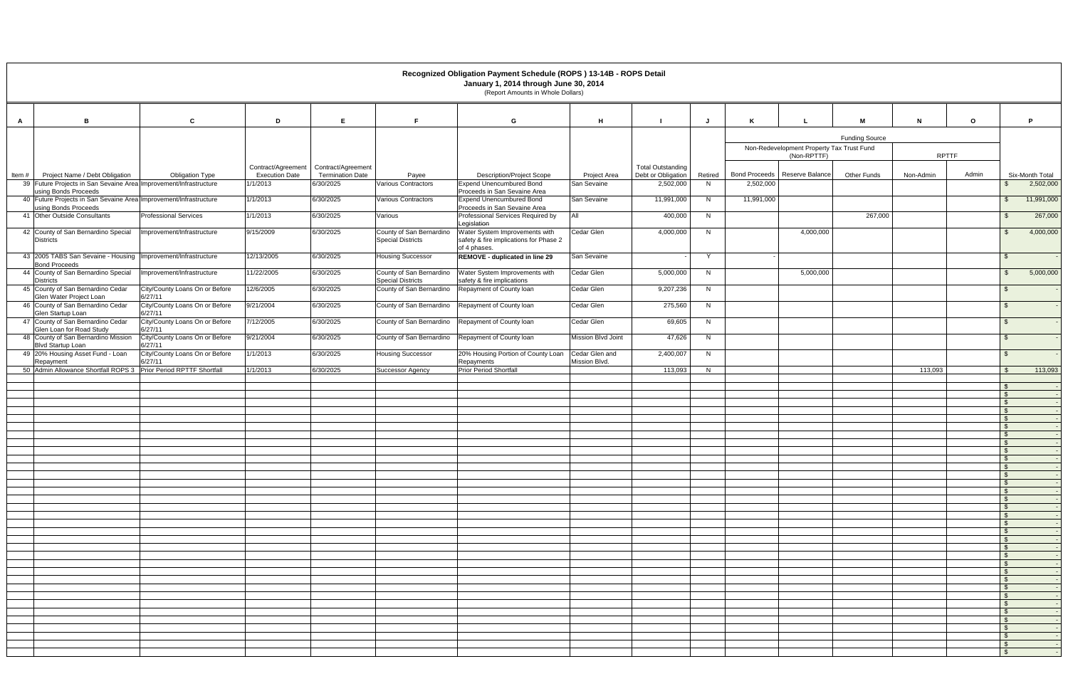# Recognized Obligation Payment Schedule (ROPS ) 13-14B - ROPS Detail

**January 1, 2014 through June 30, 2014**

(Report Amounts in Whole Dollars)

| A | B | C | D | E | F | G | H | I | J | K | L | M | N | O | P |
|---|---|---|---|---|---|---|---|---|---|---|---|---|---|---|---|
| | | | | | | | | | | Funding Source | | | | | |
| | | | | | | | | | | Non-Redevelopment Property Tax Trust Fund (Non-RPTTF) | | | RPTTF | | |
| Item # | Project Name / Debt Obligation | Obligation Type | Contract/Agreement Execution Date | Contract/Agreement Termination Date | Payee | Description/Project Scope | Project Area | Total Outstanding Debt or Obligation | Retired | Bond Proceeds | Reserve Balance | Other Funds | Non-Admin | Admin | Six-Month Total |
| 39 | Future Projects in San Sevaine Area using Bonds Proceeds | Improvement/Infrastructure | 1/1/2013 | 6/30/2025 | Various Contractors | Expend Unencumbered Bond Proceeds in San Sevaine Area | San Sevaine | 2,502,000 | N | 2,502,000 | | | | | $ 2,502,000 |
| 40 | Future Projects in San Sevaine Area using Bonds Proceeds | Improvement/Infrastructure | 1/1/2013 | 6/30/2025 | Various Contractors | Expend Unencumbered Bond Proceeds in San Sevaine Area | San Sevaine | 11,991,000 | N | 11,991,000 | | | | | $ 11,991,000 |
| 41 | Other Outside Consultants | Professional Services | 1/1/2013 | 6/30/2025 | Various | Professional Services Required by Legislation | All | 400,000 | N | | | 267,000 | | | $ 267,000 |
| 42 | County of San Bernardino Special Districts | Improvement/Infrastructure | 9/15/2009 | 6/30/2025 | County of San Bernardino Special Districts | Water System Improvements with safety & fire implications for Phase 2 of 4 phases. | Cedar Glen | 4,000,000 | N | | 4,000,000 | | | | $ 4,000,000 |
| 43 | 2005 TABS San Sevaine - Housing Bond Proceeds | Improvement/Infrastructure | 12/13/2005 | 6/30/2025 | Housing Successor | **REMOVE - duplicated in line 29** | San Sevaine | - | Y | - | | | | | $ - |
| 44 | County of San Bernardino Special Districts | Improvement/Infrastructure | 11/22/2005 | 6/30/2025 | County of San Bernardino Special Districts | Water System Improvements with safety & fire implications | Cedar Glen | 5,000,000 | N | | 5,000,000 | | | | $ 5,000,000 |
| 45 | County of San Bernardino Cedar Glen Water Project Loan | City/County Loans On or Before 6/27/11 | 12/6/2005 | 6/30/2025 | County of San Bernardino | Repayment of County loan | Cedar Glen | 9,207,236 | N | | | | | | $ - |
| 46 | County of San Bernardino Cedar Glen Startup Loan | City/County Loans On or Before 6/27/11 | 9/21/2004 | 6/30/2025 | County of San Bernardino | Repayment of County loan | Cedar Glen | 275,560 | N | | | | | | $ - |
| 47 | County of San Bernardino Cedar Glen Loan for Road Study | City/County Loans On or Before 6/27/11 | 7/12/2005 | 6/30/2025 | County of San Bernardino | Repayment of County loan | Cedar Glen | 69,605 | N | | | | | | $ - |
| 48 | County of San Bernardino Mission Blvd Startup Loan | City/County Loans On or Before 6/27/11 | 9/21/2004 | 6/30/2025 | County of San Bernardino | Repayment of County loan | Mission Blvd Joint | 47,626 | N | | | | | | $ - |
| 49 | 20% Housing Asset Fund - Loan Repayment | City/County Loans On or Before 6/27/11 | 1/1/2013 | 6/30/2025 | Housing Successor | 20% Housing Portion of County Loan Repayments | Cedar Glen and Mission Blvd. | 2,400,007 | N | | | | | | $ - |
| 50 | Admin Allowance Shortfall ROPS 3 | Prior Period RPTTF Shortfall | 1/1/2013 | 6/30/2025 | Successor Agency | Prior Period Shortfall | | 113,093 | N | | | | 113,093 | | $ 113,093 |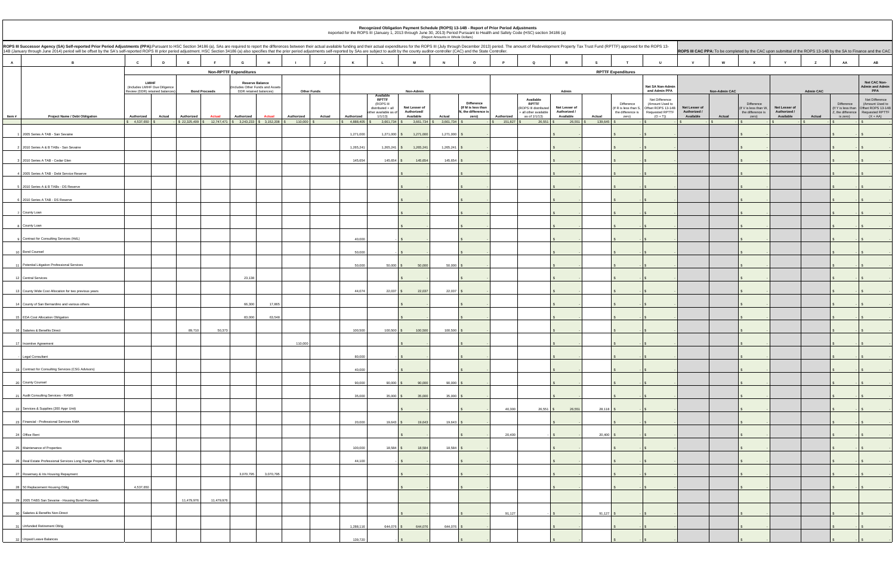# Recognized Obligation Payment Schedule (ROPS) 13-14B - Report of Prior Period Adjustments

Reported for the ROPS III (January 1, 2013 through June 30, 2013) Period Pursuant to Health and Safety Code (HSC) section 34186 (a)

(Report Amounts in Whole Dollars)

ROPS III Successor Agency (SA) Self-reported Prior Period Adjustments (PPA): Pursuant to HSC Section 34186 (a), SAs are required to report the differences between their actual available funding and their actual expenditures for the ROPS III (July through December 2013) period. The amount of Redevelopment Property Tax Trust Fund (RPTTF) approved for the ROPS 13-14B (January through June 2014) period will be offset by the SA's self-reported ROPS III prior period adjustment. HSC Section 34186 (a) also specifies that the prior period adjustments self-reported by SAs are subject to audit by the county auditor-controller (CAC) and the State Controller.

ROPS III CAC PPA: To be completed by the CAC upon submittal of the ROPS 13-14B by the SA to Finance and the CAC

| A | B | C | D | E | F | G | H | I | J | K | L | M | N | O | P | Q | R | S | T | U | V | W | X | Y | Z | AA | AB |
|---|---|---|---|---|---|---|---|---|---|---|---|---|---|---|---|---|---|---|---|---|---|---|---|---|---|---|---|
| | | Non-RPTTF Expenditures | | | | | | | | RPTTF Expenditures | | | | | | | | | | | | | | | | | |
| | | LMIHF (Includes LMIHF Due Diligence Review (DDR) retained balances) | | Bond Proceeds | | Reserve Balance (Includes Other Funds and Assets DDR retained balances) | | Other Funds | | Non-Admin | | | | | Admin | | | | | Net SA Non-Admin and Admin PPA | Non-Admin CAC | | | Admin CAC | | | Net CAC Non-Admin and Admin PPA |
| Item # | Project Name / Debt Obligation | Authorized | Actual | Authorized | Actual | Authorized | Actual | Authorized | Actual | Authorized | Available RPTTF (ROPS III distributed + all other available as of 1/1/13) | Net Lesser of Authorized/ Available | Actual | Difference (If M is less than N, the difference is zero) | Authorized | Available RPTTF (ROPS III distributed + all other available as of 1/1/13) | Net Lesser of Authorized/ Available | Actual | Difference (If R is less than S, the difference is zero) | Net Difference (Amount Used to Offset ROPS 13-14B Requested RPTTF (O + T)) | Net Lesser of Authorized / Available | Actual | Difference (If V is less than W, the difference is zero) | Net Lesser of Authorized / Available | Actual | Difference (If Y is less than Z, the difference is zero) | Net Difference (Amount Used to Offset ROPS 13-14B Requested RPTTF (X + AA)) |
| | | $ 4,537,650 | $ - | $ 22,325,409 | $ 12,747,471 | $ 3,243,233 | $ 3,152,208 | $ 110,000 | $ - | $ 4,988,405 | $ 3,661,734 | $ 3,661,734 | $ 3,661,734 | $ - | $ 151,827 | $ 26,551 | $ 26,551 | $ 139,645 | $ - | $ - | $ - | $ - | $ - | $ - | $ - | $ - | $ - |
| 1 | 2005 Series A TAB - San Sevaine | | | | | | | | | 1,271,000 | 1,271,000 | $ 1,271,000 | 1,271,000 | $ - | | | $ - | | $ - | $ - | | | $ - | | | $ - | $ - |
| 2 | 2010 Series A & B TABs - San Sevaine | | | | | | | | | 1,265,241 | 1,265,241 | $ 1,265,241 | 1,265,241 | $ - | | | $ - | | $ - | $ - | | | $ - | | | $ - | $ - |
| 3 | 2010 Series A TAB - Cedar Glen | | | | | | | | | 145,654 | 145,654 | $ 145,654 | 145,654 | $ - | | | $ - | | $ - | $ - | | | $ - | | | $ - | $ - |
| 4 | 2005 Series A TAB - Debt Service Reserve | | | | | | | | | | | $ - | | $ - | | | $ - | | $ - | $ - | | | $ - | | | $ - | $ - |
| 5 | 2010 Series A & B TABs - DS Reserve | | | | | | | | | | | $ - | | $ - | | | $ - | | $ - | $ - | | | $ - | | | $ - | $ - |
| 6 | 2010 Series A TAB - DS Reserve | | | | | | | | | | | $ - | | $ - | | | $ - | | $ - | $ - | | | $ - | | | $ - | $ - |
| 7 | County Loan | | | | | | | | | | | $ - | | $ - | | | $ - | | $ - | $ - | | | $ - | | | $ - | $ - |
| 8 | County Loan | | | | | | | | | | | $ - | | $ - | | | $ - | | $ - | $ - | | | $ - | | | $ - | $ - |
| 9 | Contract for Consulting Services (HdL) | | | | | | | | | 40,000 | - | $ - | | $ - | | | $ - | | $ - | $ - | | | $ - | | | $ - | $ - |
| 10 | Bond Counsel | | | | | | | | | 50,000 | - | $ - | | $ - | | | $ - | | $ - | $ - | | | $ - | | | $ - | $ - |
| 11 | Potential Litigation Professional Services | | | | | | | | | 50,000 | 50,000 | $ 50,000 | 50,000 | $ - | | | $ - | | $ - | $ - | | | $ - | | | $ - | $ - |
| 12 | Central Services | | | | | 23,138 | | | | | | $ - | | $ - | | | $ - | | $ - | $ - | | | $ - | | | $ - | $ - |
| 13 | County Wide Cost Allocation for two previous years | | | | | | | | | 44,074 | 22,037 | $ 22,037 | 22,037 | $ - | | | $ - | | $ - | $ - | | | $ - | | | $ - | $ - |
| 14 | County of San Bernardino and various others | | | | | 66,300 | 17,865 | | | | | $ - | | $ - | | | $ - | | $ - | $ - | | | $ - | | | $ - | $ - |
| 15 | EDA Cost Allocation Obligation | | | | | 83,000 | 63,548 | | | | | $ - | | $ - | | | $ - | | $ - | $ - | | | $ - | | | $ - | $ - |
| 16 | Salaries & Benefits Direct | | | 89,710 | 50,373 | | | | | 100,500 | 100,500 | $ 100,500 | 100,500 | $ - | | | $ - | | $ - | $ - | | | $ - | | | $ - | $ - |
| 17 | Incentive Agreement | | | | | | | 110,000 | | | | $ - | | $ - | | | $ - | | $ - | $ - | | | $ - | | | $ - | $ - |
| - | Legal Consultant | | | | | | | | | 80,000 | - | $ - | | $ - | | | $ - | | $ - | $ - | | | $ - | | | $ - | $ - |
| 19 | Contract for Consulting Services (CSG Advisors) | | | | | | | | | 40,000 | - | $ - | | $ - | | | $ - | | $ - | $ - | | | $ - | | | $ - | $ - |
| 20 | County Counsel | | | | | | | | | 90,000 | 90,000 | $ 90,000 | 90,000 | $ - | | | $ - | | $ - | $ - | | | $ - | | | $ - | $ - |
| 21 | Audit Consulting Services - RAMS | | | | | | | | | 35,000 | 35,000 | $ 35,000 | 35,000 | $ - | | | $ - | | $ - | $ - | | | $ - | | | $ - | $ - |
| 22 | Services & Supplies (200 Appr Unit) | | | | | | | | | | | $ - | | $ - | 40,300 | 26,551 | $ 26,551 | 28,118 | $ - | $ - | | | $ - | | | $ - | $ - |
| 23 | Financial - Professional Services KMA | | | | | | | | | 20,000 | 19,643 | $ 19,643 | 19,643 | $ - | | | $ - | | $ - | $ - | | | $ - | | | $ - | $ - |
| 24 | Office Rent | | | | | | | | | | | $ - | | $ - | 20,400 | - | $ - | 20,400 | $ - | $ - | | | $ - | | | $ - | $ - |
| 25 | Maintenance of Properties | | | | | | | | | 100,000 | 18,584 | $ 18,584 | 18,584 | $ - | | | $ - | | $ - | $ - | | | $ - | | | $ - | $ - |
| 26 | Real Estate Professional Services Long Range Property Plan - RSG | | | | | | | | | 44,100 | - | $ - | | $ - | | | $ - | | $ - | $ - | | | $ - | | | $ - | $ - |
| 27 | Rosemary & Iris Housing Repayment | | | | | 3,070,795 | 3,070,795 | | | | | $ - | | $ - | | | $ - | | $ - | $ - | | | $ - | | | $ - | $ - |
| 28 | 50 Replacement Housing Oblig | 4,537,650 | | | | | | | | | | $ - | | $ - | | | $ - | | $ - | $ - | | | $ - | | | $ - | $ - |
| 29 | 2005 TABS San Sevaine - Housing Bond Proceeds | | | 11,479,976 | 11,479,976 | | | | | | | | | | | | | | | | | | | | | | |
| 30 | Salaries & Benefits Non-Direct | | | | | | | | | | | $ - | | $ - | 91,127 | - | $ - | 91,127 | $ - | $ - | | | $ - | | | $ - | $ - |
| 31 | Unfunded Retirement Oblig | | | | | | | | | 1,288,116 | 644,076 | $ 644,076 | 644,076 | $ - | | | $ - | | $ - | $ - | | | $ - | | | $ - | $ - |
| 32 | Unpaid Leave Balances | | | | | | | | | 139,720 | - | $ - | | $ - | | | $ - | | $ - | $ - | | | $ - | | | $ - | $ - |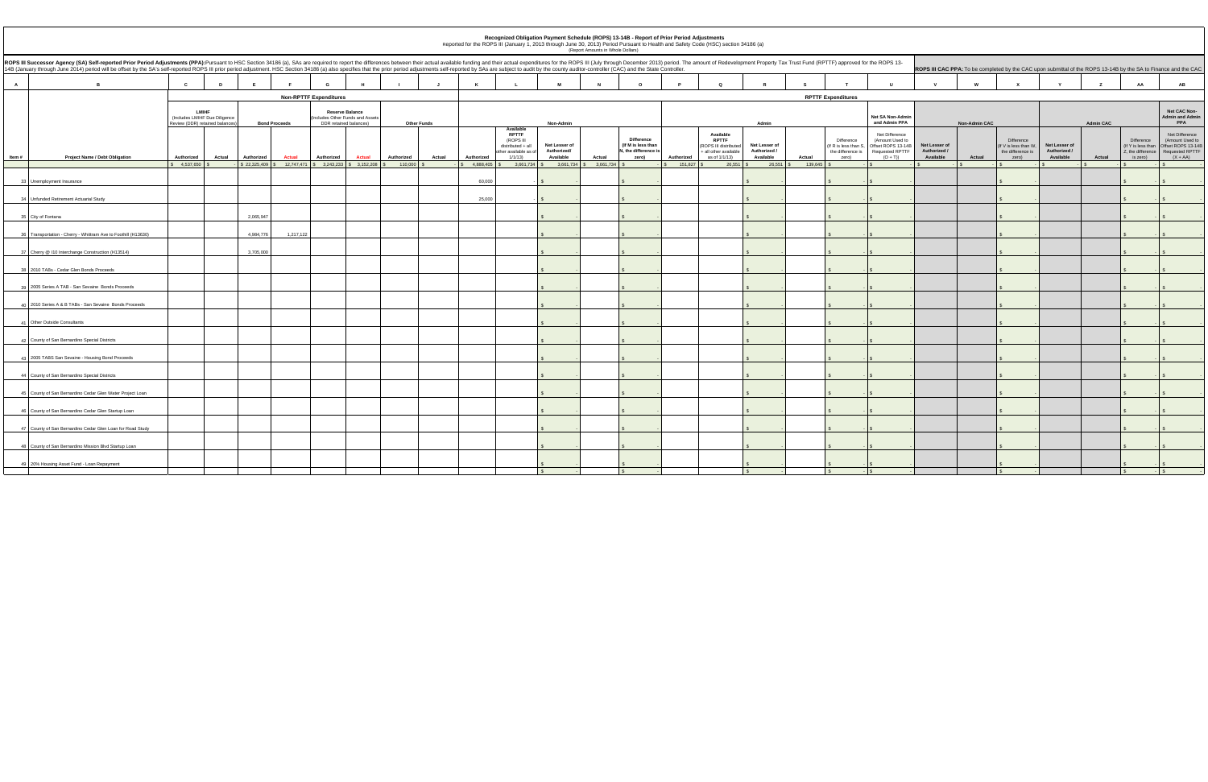# Recognized Obligation Payment Schedule (ROPS) 13-14B - Report of Prior Period Adjustments

Reported for the ROPS III (January 1, 2013 through June 30, 2013) Period Pursuant to Health and Safety Code (HSC) section 34186 (a)

(Report Amounts in Whole Dollars)

**ROPS III Successor Agency (SA) Self-reported Prior Period Adjustments (PPA):** Pursuant to HSC Section 34186 (a), SAs are required to report the differences between their actual available funding and their actual expenditures for the ROPS III (July through December 2013) period. The amount of Redevelopment Property Tax Trust Fund (RPTTF) approved for the ROPS 13-14B (January through June 2014) period will be offset by the SA's self-reported ROPS III prior period adjustment. HSC Section 34186 (a) also specifies that the prior period adjustments self-reported by SAs are subject to audit by the county auditor-controller (CAC) and the State Controller.

**ROPS III CAC PPA:** To be completed by the CAC upon submittal of the ROPS 13-14B by the SA to Finance and the CAC

| A | B | C | D | E | F | G | H | I | J | K | L | M | N | O | P | Q | R | S | T | U | V | W | X | Y | Z | AA | AB |
|---|---|---|---|---|---|---|---|---|---|---|---|---|---|---|---|---|---|---|---|---|---|---|---|---|---|---|---|
| | | Non-RPTTF Expenditures | | | | | | | | RPTTF Expenditures | | | | | | | | | | | | | | | | | |
| | | LMIHF (Includes LMIHF Due Diligence Review (DDR) retained balances) | | Bond Proceeds | | Reserve Balance (Includes Other Funds and Assets DDR retained balances) | | Other Funds | | Non-Admin | | | | | Admin | | | | | Net SA Non-Admin and Admin PPA | Non-Admin CAC | | | Admin CAC | | | Net CAC Non-Admin and Admin PPA |
| Item # | Project Name / Debt Obligation | Authorized | Actual | Authorized | Actual | Authorized | Actual | Authorized | Actual | Authorized | Available RPTTF (ROPS III distributed + all other available as of 1/1/13) | Net Lesser of Authorized/ Available | Actual | Difference (If M is less than N, the difference is zero) | Authorized | Available RPTTF (ROPS III distributed + all other available as of 1/1/13) | Net Lesser of Authorized / Available | Actual | Difference (If R is less than S, the difference is zero) | Net Difference (Amount Used to Offset ROPS 13-14B Requested RPTTF (O + T)) | Net Lesser of Authorized / Available | Actual | Difference (If V is less than W, the difference is zero) | Net Lesser of Authorized / Available | Actual | Difference (If Y is less than Z, the difference is zero) | Net Difference (Amount Used to Offset ROPS 13-14B Requested RPTTF (X + AA)) |
| | | $ 4,537,650 | $ - | $ 22,325,409 | $ 12,747,471 | $ 3,243,233 | $ 3,152,208 | $ 110,000 | $ - | $ 4,888,405 | $ 3,661,734 | $ 3,661,734 | $ 3,661,734 | $ - | $ 151,827 | $ 26,551 | $ 26,551 | $ 139,645 | $ - | $ - | $ - | $ - | $ - | $ - | $ - | $ - | $ - |
| 33 | Unemployment Insurance | | | | | | | | | 60,000 | - | $ - | | $ - | | | $ - | | $ - | $ - | | | $ - | | | $ - | $ - |
| 34 | Unfunded Retirement Actuarial Study | | | | | | | | | 25,000 | | $ - | | $ - | | | $ - | | $ - | $ - | | | $ - | | | $ - | $ - |
| 35 | City of Fontana | | | 2,065,947 | | | | | | | | $ - | | $ - | | | $ - | | $ - | $ - | | | $ - | | | $ - | $ - |
| 36 | Transportation - Cherry - Whittram Ave to Foothill (H13630) | | | 4,984,776 | 1,217,122 | | | | | | | $ - | | $ - | | | $ - | | $ - | $ - | | | $ - | | | $ - | $ - |
| 37 | Cherry @ I10 Interchange Construction (H13514) | | | 3,705,000 | | | | | | | | $ - | | $ - | | | $ - | | $ - | $ - | | | $ - | | | $ - | $ - |
| 38 | 2010 TABs - Cedar Glen Bonds Proceeds | | | | | | | | | | | $ - | | $ - | | | $ - | | $ - | $ - | | | $ - | | | $ - | $ - |
| 39 | 2005 Series A TAB - San Sevaine Bonds Proceeds | | | | | | | | | | | $ - | | $ - | | | $ - | | $ - | $ - | | | $ - | | | $ - | $ - |
| 40 | 2010 Series A & B TABs - San Sevaine Bonds Proceeds | | | | | | | | | | | $ - | | $ - | | | $ - | | $ - | $ - | | | $ - | | | $ - | $ - |
| 41 | Other Outside Consultants | | | | | | | | | | | $ - | | $ - | | | $ - | | $ - | $ - | | | $ - | | | $ - | $ - |
| 42 | County of San Bernardino Special Districts | | | | | | | | | | | $ - | | $ - | | | $ - | | $ - | $ - | | | $ - | | | $ - | $ - |
| 43 | 2005 TABS San Sevaine - Housing Bond Proceeds | | | | | | | | | | | $ - | | $ - | | | $ - | | $ - | $ - | | | $ - | | | $ - | $ - |
| 44 | County of San Bernardino Special Districts | | | | | | | | | | | $ - | | $ - | | | $ - | | $ - | $ - | | | $ - | | | $ - | $ - |
| 45 | County of San Bernardino Cedar Glen Water Project Loan | | | | | | | | | | | $ - | | $ - | | | $ - | | $ - | $ - | | | $ - | | | $ - | $ - |
| 46 | County of San Bernardino Cedar Glen Startup Loan | | | | | | | | | | | $ - | | $ - | | | $ - | | $ - | $ - | | | $ - | | | $ - | $ - |
| 47 | County of San Bernardino Cedar Glen Loan for Road Study | | | | | | | | | | | $ - | | $ - | | | $ - | | $ - | $ - | | | $ - | | | $ - | $ - |
| 48 | County of San Bernardino Mission Blvd Startup Loan | | | | | | | | | | | $ - | | $ - | | | $ - | | $ - | $ - | | | $ - | | | $ - | $ - |
| 49 | 20% Housing Asset Fund - Loan Repayment | | | | | | | | | | | $ - | | $ - | | | $ - | | $ - | $ - | | | $ - | | | $ - | $ - |
| | | | | | | | | | | | | $ - | | $ - | | | $ - | | $ - | $ - | | | $ - | | | $ - | $ - |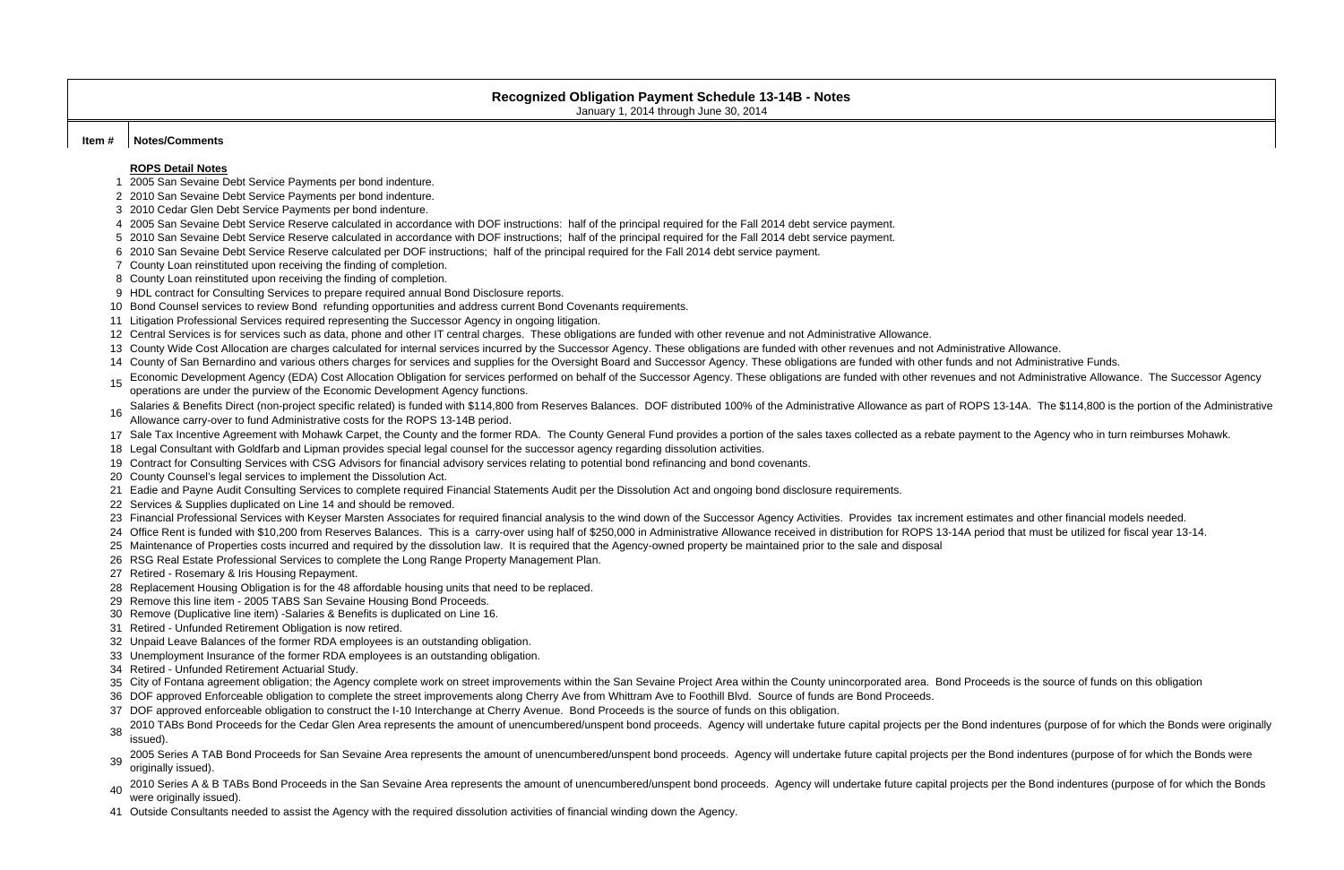# Recognized Obligation Payment Schedule 13-14B - Notes

January 1, 2014 through June 30, 2014

| Item # | Notes/Comments |
|---|---|
| | **ROPS Detail Notes** |
| 1 | 2005 San Sevaine Debt Service Payments per bond indenture. |
| 2 | 2010 San Sevaine Debt Service Payments per bond indenture. |
| 3 | 2010 Cedar Glen Debt Service Payments per bond indenture. |
| 4 | 2005 San Sevaine Debt Service Reserve calculated in accordance with DOF instructions: half of the principal required for the Fall 2014 debt service payment. |
| 5 | 2010 San Sevaine Debt Service Reserve calculated in accordance with DOF instructions; half of the principal required for the Fall 2014 debt service payment. |
| 6 | 2010 San Sevaine Debt Service Reserve calculated per DOF instructions; half of the principal required for the Fall 2014 debt service payment. |
| 7 | County Loan reinstituted upon receiving the finding of completion. |
| 8 | County Loan reinstituted upon receiving the finding of completion. |
| 9 | HDL contract for Consulting Services to prepare required annual Bond Disclosure reports. |
| 10 | Bond Counsel services to review Bond refunding opportunities and address current Bond Covenants requirements. |
| 11 | Litigation Professional Services required representing the Successor Agency in ongoing litigation. |
| 12 | Central Services is for services such as data, phone and other IT central charges. These obligations are funded with other revenue and not Administrative Allowance. |
| 13 | County Wide Cost Allocation are charges calculated for internal services incurred by the Successor Agency. These obligations are funded with other revenues and not Administrative Allowance. |
| 14 | County of San Bernardino and various others charges for services and supplies for the Oversight Board and Successor Agency. These obligations are funded with other funds and not Administrative Funds. |
| 15 | Economic Development Agency (EDA) Cost Allocation Obligation for services performed on behalf of the Successor Agency. These obligations are funded with other revenues and not Administrative Allowance. The Successor Agency operations are under the purview of the Economic Development Agency functions. |
| 16 | Salaries & Benefits Direct (non-project specific related) is funded with $114,800 from Reserves Balances. DOF distributed 100% of the Administrative Allowance as part of ROPS 13-14A. The $114,800 is the portion of the Administrative Allowance carry-over to fund Administrative costs for the ROPS 13-14B period. |
| 17 | Sale Tax Incentive Agreement with Mohawk Carpet, the County and the former RDA. The County General Fund provides a portion of the sales taxes collected as a rebate payment to the Agency who in turn reimburses Mohawk. |
| 18 | Legal Consultant with Goldfarb and Lipman provides special legal counsel for the successor agency regarding dissolution activities. |
| 19 | Contract for Consulting Services with CSG Advisors for financial advisory services relating to potential bond refinancing and bond covenants. |
| 20 | County Counsel's legal services to implement the Dissolution Act. |
| 21 | Eadie and Payne Audit Consulting Services to complete required Financial Statements Audit per the Dissolution Act and ongoing bond disclosure requirements. |
| 22 | Services & Supplies duplicated on Line 14 and should be removed. |
| 23 | Financial Professional Services with Keyser Marsten Associates for required financial analysis to the wind down of the Successor Agency Activities. Provides tax increment estimates and other financial models needed. |
| 24 | Office Rent is funded with $10,200 from Reserves Balances. This is a carry-over using half of $250,000 in Administrative Allowance received in distribution for ROPS 13-14A period that must be utilized for fiscal year 13-14. |
| 25 | Maintenance of Properties costs incurred and required by the dissolution law. It is required that the Agency-owned property be maintained prior to the sale and disposal |
| 26 | RSG Real Estate Professional Services to complete the Long Range Property Management Plan. |
| 27 | Retired - Rosemary & Iris Housing Repayment. |
| 28 | Replacement Housing Obligation is for the 48 affordable housing units that need to be replaced. |
| 29 | Remove this line item - 2005 TABS San Sevaine Housing Bond Proceeds. |
| 30 | Remove (Duplicative line item) -Salaries & Benefits is duplicated on Line 16. |
| 31 | Retired - Unfunded Retirement Obligation is now retired. |
| 32 | Unpaid Leave Balances of the former RDA employees is an outstanding obligation. |
| 33 | Unemployment Insurance of the former RDA employees is an outstanding obligation. |
| 34 | Retired - Unfunded Retirement Actuarial Study. |
| 35 | City of Fontana agreement obligation; the Agency complete work on street improvements within the San Sevaine Project Area within the County unincorporated area. Bond Proceeds is the source of funds on this obligation |
| 36 | DOF approved Enforceable obligation to complete the street improvements along Cherry Ave from Whittram Ave to Foothill Blvd. Source of funds are Bond Proceeds. |
| 37 | DOF approved enforceable obligation to construct the I-10 Interchange at Cherry Avenue. Bond Proceeds is the source of funds on this obligation. |
| 38 | 2010 TABs Bond Proceeds for the Cedar Glen Area represents the amount of unencumbered/unspent bond proceeds. Agency will undertake future capital projects per the Bond indentures (purpose of for which the Bonds were originally issued). |
| 39 | 2005 Series A TAB Bond Proceeds for San Sevaine Area represents the amount of unencumbered/unspent bond proceeds. Agency will undertake future capital projects per the Bond indentures (purpose of for which the Bonds were originally issued). |
| 40 | 2010 Series A & B TABs Bond Proceeds in the San Sevaine Area represents the amount of unencumbered/unspent bond proceeds. Agency will undertake future capital projects per the Bond indentures (purpose of for which the Bonds were originally issued). |
| 41 | Outside Consultants needed to assist the Agency with the required dissolution activities of financial winding down the Agency. |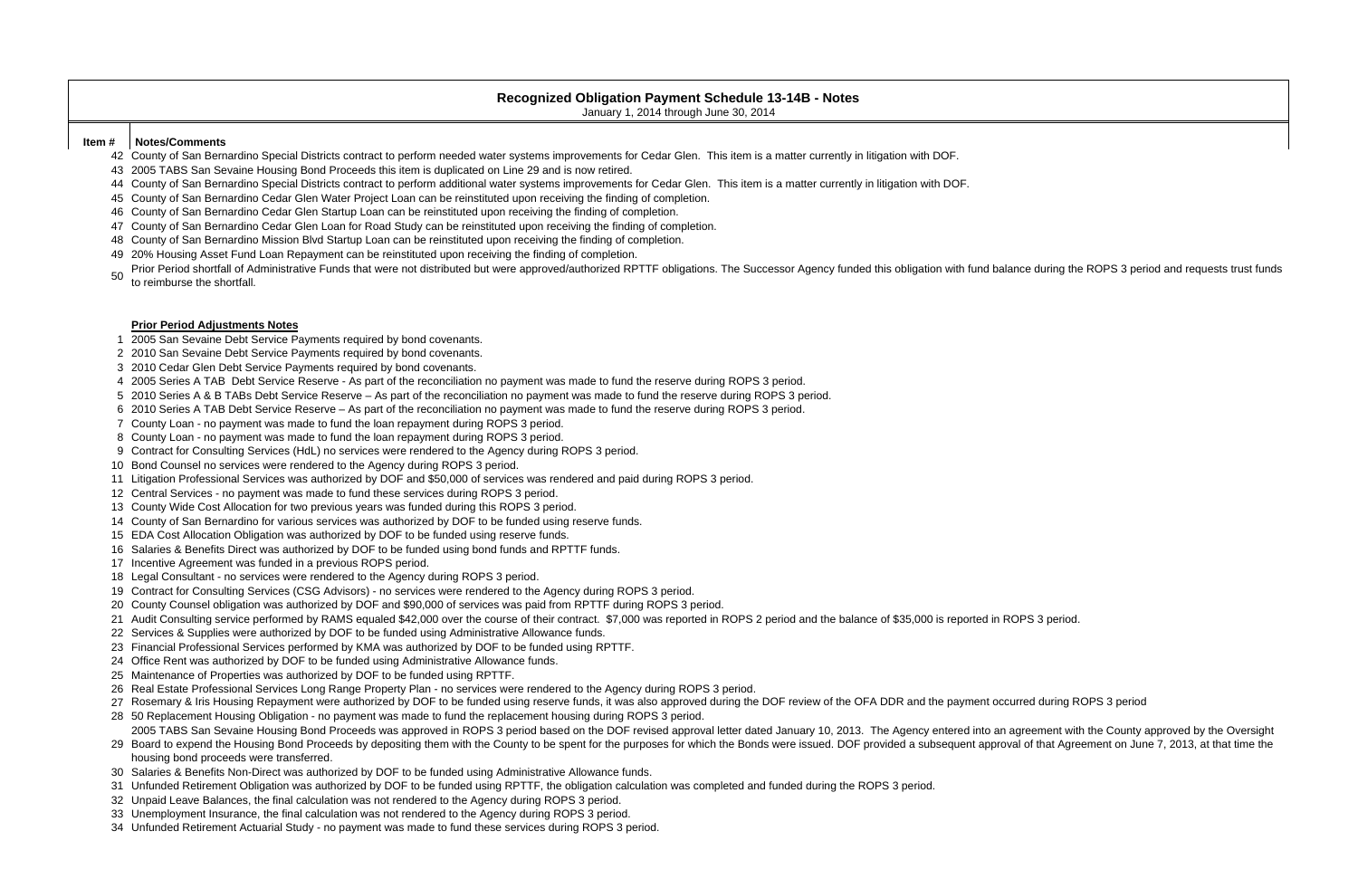# Recognized Obligation Payment Schedule 13-14B - Notes

January 1, 2014 through June 30, 2014

| Item # | Notes/Comments |
|---|---|
| 42 | County of San Bernardino Special Districts contract to perform needed water systems improvements for Cedar Glen. This item is a matter currently in litigation with DOF. |
| 43 | 2005 TABS San Sevaine Housing Bond Proceeds this item is duplicated on Line 29 and is now retired. |
| 44 | County of San Bernardino Special Districts contract to perform additional water systems improvements for Cedar Glen. This item is a matter currently in litigation with DOF. |
| 45 | County of San Bernardino Cedar Glen Water Project Loan can be reinstituted upon receiving the finding of completion. |
| 46 | County of San Bernardino Cedar Glen Startup Loan can be reinstituted upon receiving the finding of completion. |
| 47 | County of San Bernardino Cedar Glen Loan for Road Study can be reinstituted upon receiving the finding of completion. |
| 48 | County of San Bernardino Mission Blvd Startup Loan can be reinstituted upon receiving the finding of completion. |
| 49 | 20% Housing Asset Fund Loan Repayment can be reinstituted upon receiving the finding of completion. |
| 50 | Prior Period shortfall of Administrative Funds that were not distributed but were approved/authorized RPTTF obligations. The Successor Agency funded this obligation with fund balance during the ROPS 3 period and requests trust funds to reimburse the shortfall. |

**Prior Period Adjustments Notes**

| | |
|---|---|
| 1 | 2005 San Sevaine Debt Service Payments required by bond covenants. |
| 2 | 2010 San Sevaine Debt Service Payments required by bond covenants. |
| 3 | 2010 Cedar Glen Debt Service Payments required by bond covenants. |
| 4 | 2005 Series A TAB Debt Service Reserve - As part of the reconciliation no payment was made to fund the reserve during ROPS 3 period. |
| 5 | 2010 Series A & B TABs Debt Service Reserve – As part of the reconciliation no payment was made to fund the reserve during ROPS 3 period. |
| 6 | 2010 Series A TAB Debt Service Reserve – As part of the reconciliation no payment was made to fund the reserve during ROPS 3 period. |
| 7 | County Loan - no payment was made to fund the loan repayment during ROPS 3 period. |
| 8 | County Loan - no payment was made to fund the loan repayment during ROPS 3 period. |
| 9 | Contract for Consulting Services (HdL) no services were rendered to the Agency during ROPS 3 period. |
| 10 | Bond Counsel no services were rendered to the Agency during ROPS 3 period. |
| 11 | Litigation Professional Services was authorized by DOF and $50,000 of services was rendered and paid during ROPS 3 period. |
| 12 | Central Services - no payment was made to fund these services during ROPS 3 period. |
| 13 | County Wide Cost Allocation for two previous years was funded during this ROPS 3 period. |
| 14 | County of San Bernardino for various services was authorized by DOF to be funded using reserve funds. |
| 15 | EDA Cost Allocation Obligation was authorized by DOF to be funded using reserve funds. |
| 16 | Salaries & Benefits Direct was authorized by DOF to be funded using bond funds and RPTTF funds. |
| 17 | Incentive Agreement was funded in a previous ROPS period. |
| 18 | Legal Consultant - no services were rendered to the Agency during ROPS 3 period. |
| 19 | Contract for Consulting Services (CSG Advisors) - no services were rendered to the Agency during ROPS 3 period. |
| 20 | County Counsel obligation was authorized by DOF and $90,000 of services was paid from RPTTF during ROPS 3 period. |
| 21 | Audit Consulting service performed by RAMS equaled $42,000 over the course of their contract. $7,000 was reported in ROPS 2 period and the balance of $35,000 is reported in ROPS 3 period. |
| 22 | Services & Supplies were authorized by DOF to be funded using Administrative Allowance funds. |
| 23 | Financial Professional Services performed by KMA was authorized by DOF to be funded using RPTTF. |
| 24 | Office Rent was authorized by DOF to be funded using Administrative Allowance funds. |
| 25 | Maintenance of Properties was authorized by DOF to be funded using RPTTF. |
| 26 | Real Estate Professional Services Long Range Property Plan - no services were rendered to the Agency during ROPS 3 period. |
| 27 | Rosemary & Iris Housing Repayment were authorized by DOF to be funded using reserve funds, it was also approved during the DOF review of the OFA DDR and the payment occurred during ROPS 3 period |
| 28 | 50 Replacement Housing Obligation - no payment was made to fund the replacement housing during ROPS 3 period. |
| 29 | 2005 TABS San Sevaine Housing Bond Proceeds was approved in ROPS 3 period based on the DOF revised approval letter dated January 10, 2013. The Agency entered into an agreement with the County approved by the Oversight Board to expend the Housing Bond Proceeds by depositing them with the County to be spent for the purposes for which the Bonds were issued. DOF provided a subsequent approval of that Agreement on June 7, 2013, at that time the housing bond proceeds were transferred. |
| 30 | Salaries & Benefits Non-Direct was authorized by DOF to be funded using Administrative Allowance funds. |
| 31 | Unfunded Retirement Obligation was authorized by DOF to be funded using RPTTF, the obligation calculation was completed and funded during the ROPS 3 period. |
| 32 | Unpaid Leave Balances, the final calculation was not rendered to the Agency during ROPS 3 period. |
| 33 | Unemployment Insurance, the final calculation was not rendered to the Agency during ROPS 3 period. |
| 34 | Unfunded Retirement Actuarial Study - no payment was made to fund these services during ROPS 3 period. |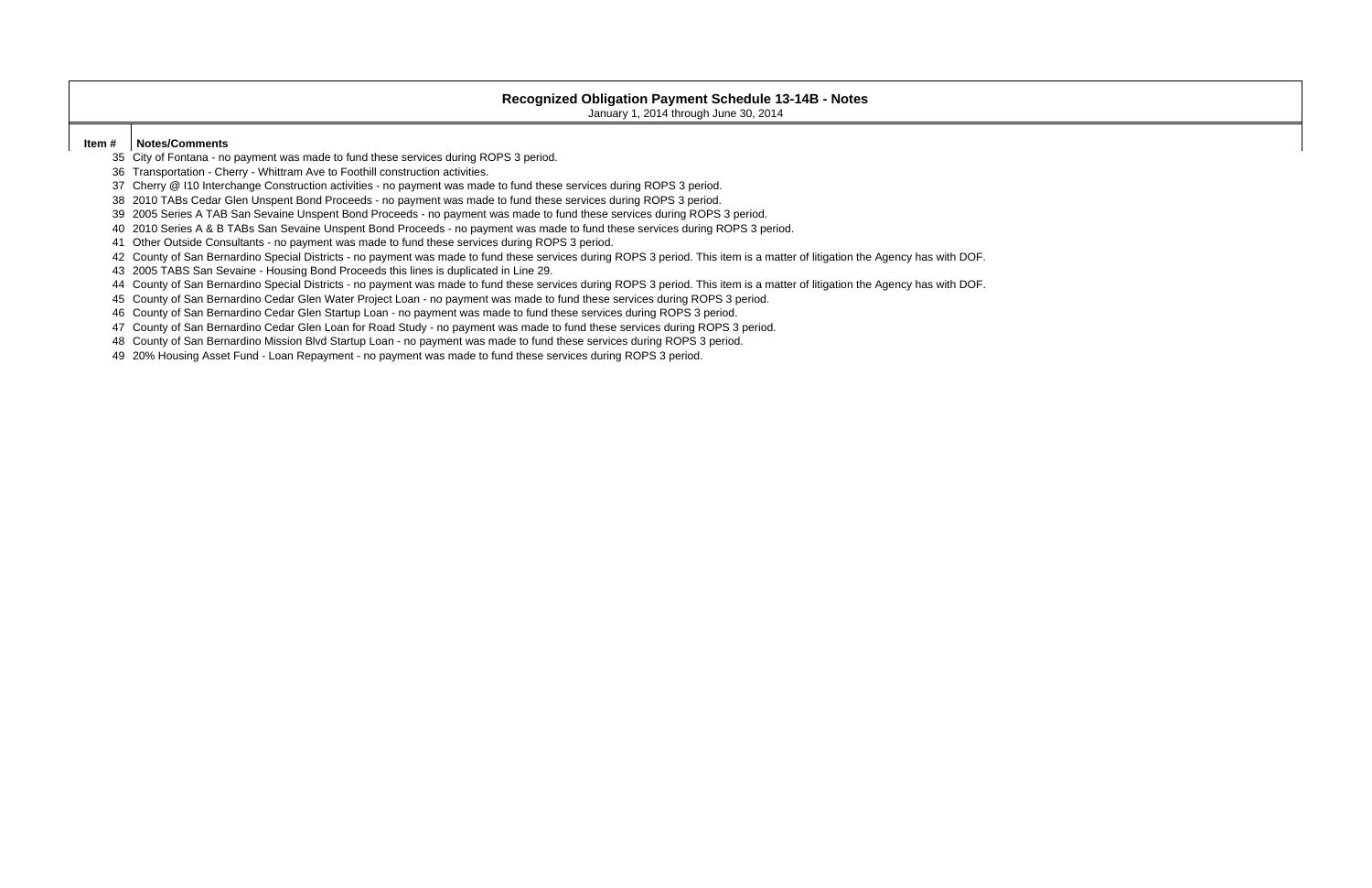## Recognized Obligation Payment Schedule 13-14B - Notes

January 1, 2014 through June 30, 2014

| Item # | Notes/Comments |
|---|---|
| 35 | City of Fontana - no payment was made to fund these services during ROPS 3 period. |
| 36 | Transportation - Cherry - Whittram Ave to Foothill construction activities. |
| 37 | Cherry @ I10 Interchange Construction activities - no payment was made to fund these services during ROPS 3 period. |
| 38 | 2010 TABs Cedar Glen Unspent Bond Proceeds - no payment was made to fund these services during ROPS 3 period. |
| 39 | 2005 Series A TAB San Sevaine Unspent Bond Proceeds - no payment was made to fund these services during ROPS 3 period. |
| 40 | 2010 Series A & B TABs San Sevaine Unspent Bond Proceeds - no payment was made to fund these services during ROPS 3 period. |
| 41 | Other Outside Consultants - no payment was made to fund these services during ROPS 3 period. |
| 42 | County of San Bernardino Special Districts - no payment was made to fund these services during ROPS 3 period. This item is a matter of litigation the Agency has with DOF. |
| 43 | 2005 TABS San Sevaine - Housing Bond Proceeds this lines is duplicated in Line 29. |
| 44 | County of San Bernardino Special Districts - no payment was made to fund these services during ROPS 3 period. This item is a matter of litigation the Agency has with DOF. |
| 45 | County of San Bernardino Cedar Glen Water Project Loan - no payment was made to fund these services during ROPS 3 period. |
| 46 | County of San Bernardino Cedar Glen Startup Loan - no payment was made to fund these services during ROPS 3 period. |
| 47 | County of San Bernardino Cedar Glen Loan for Road Study - no payment was made to fund these services during ROPS 3 period. |
| 48 | County of San Bernardino Mission Blvd Startup Loan - no payment was made to fund these services during ROPS 3 period. |
| 49 | 20% Housing Asset Fund - Loan Repayment - no payment was made to fund these services during ROPS 3 period. |